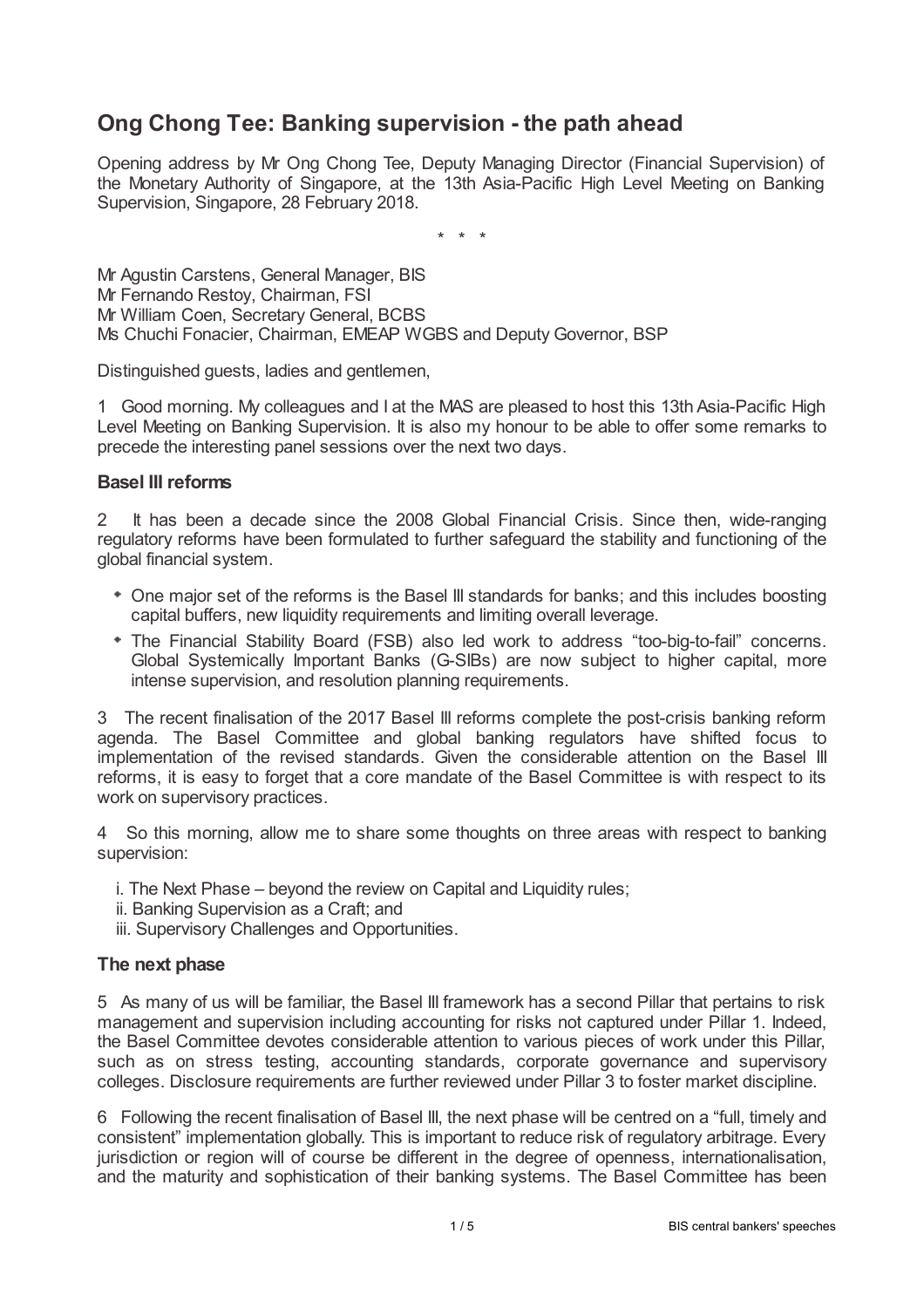# Ong Chong Tee: Banking supervision - the path ahead

Opening address by Mr Ong Chong Tee, Deputy Managing Director (Financial Supervision) of the Monetary Authority of Singapore, at the 13th Asia-Pacific High Level Meeting on Banking Supervision, Singapore, 28 February 2018.

\* \* \*

Mr Agustin Carstens, General Manager, BIS
Mr Fernando Restoy, Chairman, FSI
Mr William Coen, Secretary General, BCBS
Ms Chuchi Fonacier, Chairman, EMEAP WGBS and Deputy Governor, BSP

Distinguished guests, ladies and gentlemen,

1 Good morning. My colleagues and I at the MAS are pleased to host this 13th Asia-Pacific High Level Meeting on Banking Supervision. It is also my honour to be able to offer some remarks to precede the interesting panel sessions over the next two days.

### Basel III reforms

2 It has been a decade since the 2008 Global Financial Crisis. Since then, wide-ranging regulatory reforms have been formulated to further safeguard the stability and functioning of the global financial system.

- One major set of the reforms is the Basel III standards for banks; and this includes boosting capital buffers, new liquidity requirements and limiting overall leverage.
- The Financial Stability Board (FSB) also led work to address "too-big-to-fail" concerns. Global Systemically Important Banks (G-SIBs) are now subject to higher capital, more intense supervision, and resolution planning requirements.

3 The recent finalisation of the 2017 Basel III reforms complete the post-crisis banking reform agenda. The Basel Committee and global banking regulators have shifted focus to implementation of the revised standards. Given the considerable attention on the Basel III reforms, it is easy to forget that a core mandate of the Basel Committee is with respect to its work on supervisory practices.

4 So this morning, allow me to share some thoughts on three areas with respect to banking supervision:

i. The Next Phase – beyond the review on Capital and Liquidity rules;
ii. Banking Supervision as a Craft; and
iii. Supervisory Challenges and Opportunities.

### The next phase

5 As many of us will be familiar, the Basel III framework has a second Pillar that pertains to risk management and supervision including accounting for risks not captured under Pillar 1. Indeed, the Basel Committee devotes considerable attention to various pieces of work under this Pillar, such as on stress testing, accounting standards, corporate governance and supervisory colleges. Disclosure requirements are further reviewed under Pillar 3 to foster market discipline.

6 Following the recent finalisation of Basel III, the next phase will be centred on a "full, timely and consistent" implementation globally. This is important to reduce risk of regulatory arbitrage. Every jurisdiction or region will of course be different in the degree of openness, internationalisation, and the maturity and sophistication of their banking systems. The Basel Committee has been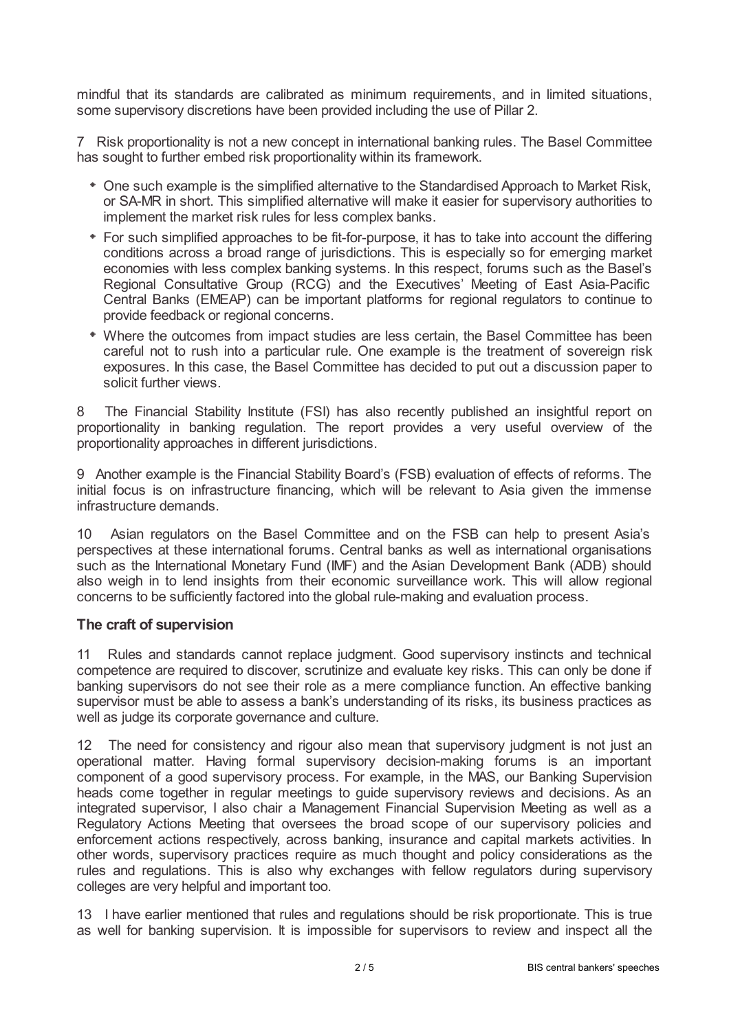mindful that its standards are calibrated as minimum requirements, and in limited situations, some supervisory discretions have been provided including the use of Pillar 2.

7 Risk proportionality is not a new concept in international banking rules. The Basel Committee has sought to further embed risk proportionality within its framework.

- One such example is the simplified alternative to the Standardised Approach to Market Risk, or SA-MR in short. This simplified alternative will make it easier for supervisory authorities to implement the market risk rules for less complex banks.
- For such simplified approaches to be fit-for-purpose, it has to take into account the differing conditions across a broad range of jurisdictions. This is especially so for emerging market economies with less complex banking systems. In this respect, forums such as the Basel's Regional Consultative Group (RCG) and the Executives' Meeting of East Asia-Pacific Central Banks (EMEAP) can be important platforms for regional regulators to continue to provide feedback or regional concerns.
- Where the outcomes from impact studies are less certain, the Basel Committee has been careful not to rush into a particular rule. One example is the treatment of sovereign risk exposures. In this case, the Basel Committee has decided to put out a discussion paper to solicit further views.

8 The Financial Stability Institute (FSI) has also recently published an insightful report on proportionality in banking regulation. The report provides a very useful overview of the proportionality approaches in different jurisdictions.

9 Another example is the Financial Stability Board's (FSB) evaluation of effects of reforms. The initial focus is on infrastructure financing, which will be relevant to Asia given the immense infrastructure demands.

10 Asian regulators on the Basel Committee and on the FSB can help to present Asia's perspectives at these international forums. Central banks as well as international organisations such as the International Monetary Fund (IMF) and the Asian Development Bank (ADB) should also weigh in to lend insights from their economic surveillance work. This will allow regional concerns to be sufficiently factored into the global rule-making and evaluation process.

## The craft of supervision

11 Rules and standards cannot replace judgment. Good supervisory instincts and technical competence are required to discover, scrutinize and evaluate key risks. This can only be done if banking supervisors do not see their role as a mere compliance function. An effective banking supervisor must be able to assess a bank's understanding of its risks, its business practices as well as judge its corporate governance and culture.

12 The need for consistency and rigour also mean that supervisory judgment is not just an operational matter. Having formal supervisory decision-making forums is an important component of a good supervisory process. For example, in the MAS, our Banking Supervision heads come together in regular meetings to guide supervisory reviews and decisions. As an integrated supervisor, I also chair a Management Financial Supervision Meeting as well as a Regulatory Actions Meeting that oversees the broad scope of our supervisory policies and enforcement actions respectively, across banking, insurance and capital markets activities. In other words, supervisory practices require as much thought and policy considerations as the rules and regulations. This is also why exchanges with fellow regulators during supervisory colleges are very helpful and important too.

13 I have earlier mentioned that rules and regulations should be risk proportionate. This is true as well for banking supervision. It is impossible for supervisors to review and inspect all the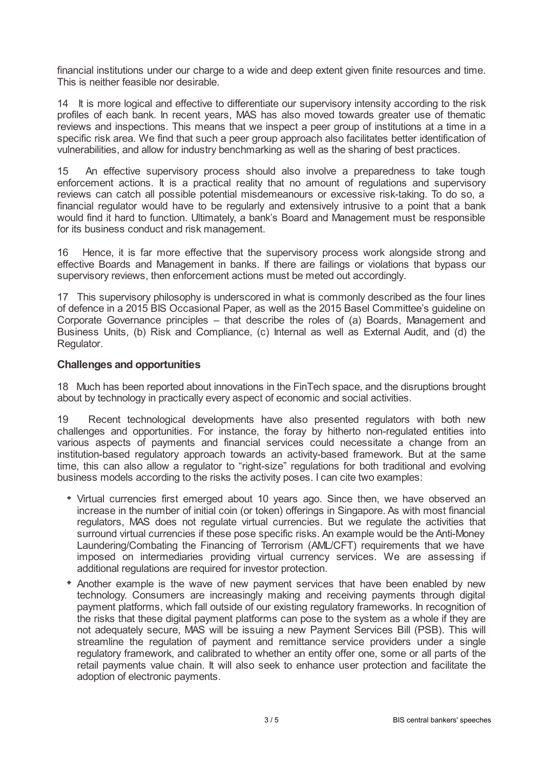financial institutions under our charge to a wide and deep extent given finite resources and time. This is neither feasible nor desirable.

14 It is more logical and effective to differentiate our supervisory intensity according to the risk profiles of each bank. In recent years, MAS has also moved towards greater use of thematic reviews and inspections. This means that we inspect a peer group of institutions at a time in a specific risk area. We find that such a peer group approach also facilitates better identification of vulnerabilities, and allow for industry benchmarking as well as the sharing of best practices.

15 An effective supervisory process should also involve a preparedness to take tough enforcement actions. It is a practical reality that no amount of regulations and supervisory reviews can catch all possible potential misdemeanours or excessive risk-taking. To do so, a financial regulator would have to be regularly and extensively intrusive to a point that a bank would find it hard to function. Ultimately, a bank's Board and Management must be responsible for its business conduct and risk management.

16 Hence, it is far more effective that the supervisory process work alongside strong and effective Boards and Management in banks. If there are failings or violations that bypass our supervisory reviews, then enforcement actions must be meted out accordingly.

17 This supervisory philosophy is underscored in what is commonly described as the four lines of defence in a 2015 BIS Occasional Paper, as well as the 2015 Basel Committee's guideline on Corporate Governance principles – that describe the roles of (a) Boards, Management and Business Units, (b) Risk and Compliance, (c) Internal as well as External Audit, and (d) the Regulator.

## Challenges and opportunities

18 Much has been reported about innovations in the FinTech space, and the disruptions brought about by technology in practically every aspect of economic and social activities.

19 Recent technological developments have also presented regulators with both new challenges and opportunities. For instance, the foray by hitherto non-regulated entities into various aspects of payments and financial services could necessitate a change from an institution-based regulatory approach towards an activity-based framework. But at the same time, this can also allow a regulator to "right-size" regulations for both traditional and evolving business models according to the risks the activity poses. I can cite two examples:

- Virtual currencies first emerged about 10 years ago. Since then, we have observed an increase in the number of initial coin (or token) offerings in Singapore. As with most financial regulators, MAS does not regulate virtual currencies. But we regulate the activities that surround virtual currencies if these pose specific risks. An example would be the Anti-Money Laundering/Combating the Financing of Terrorism (AML/CFT) requirements that we have imposed on intermediaries providing virtual currency services. We are assessing if additional regulations are required for investor protection.
- Another example is the wave of new payment services that have been enabled by new technology. Consumers are increasingly making and receiving payments through digital payment platforms, which fall outside of our existing regulatory frameworks. In recognition of the risks that these digital payment platforms can pose to the system as a whole if they are not adequately secure, MAS will be issuing a new Payment Services Bill (PSB). This will streamline the regulation of payment and remittance service providers under a single regulatory framework, and calibrated to whether an entity offer one, some or all parts of the retail payments value chain. It will also seek to enhance user protection and facilitate the adoption of electronic payments.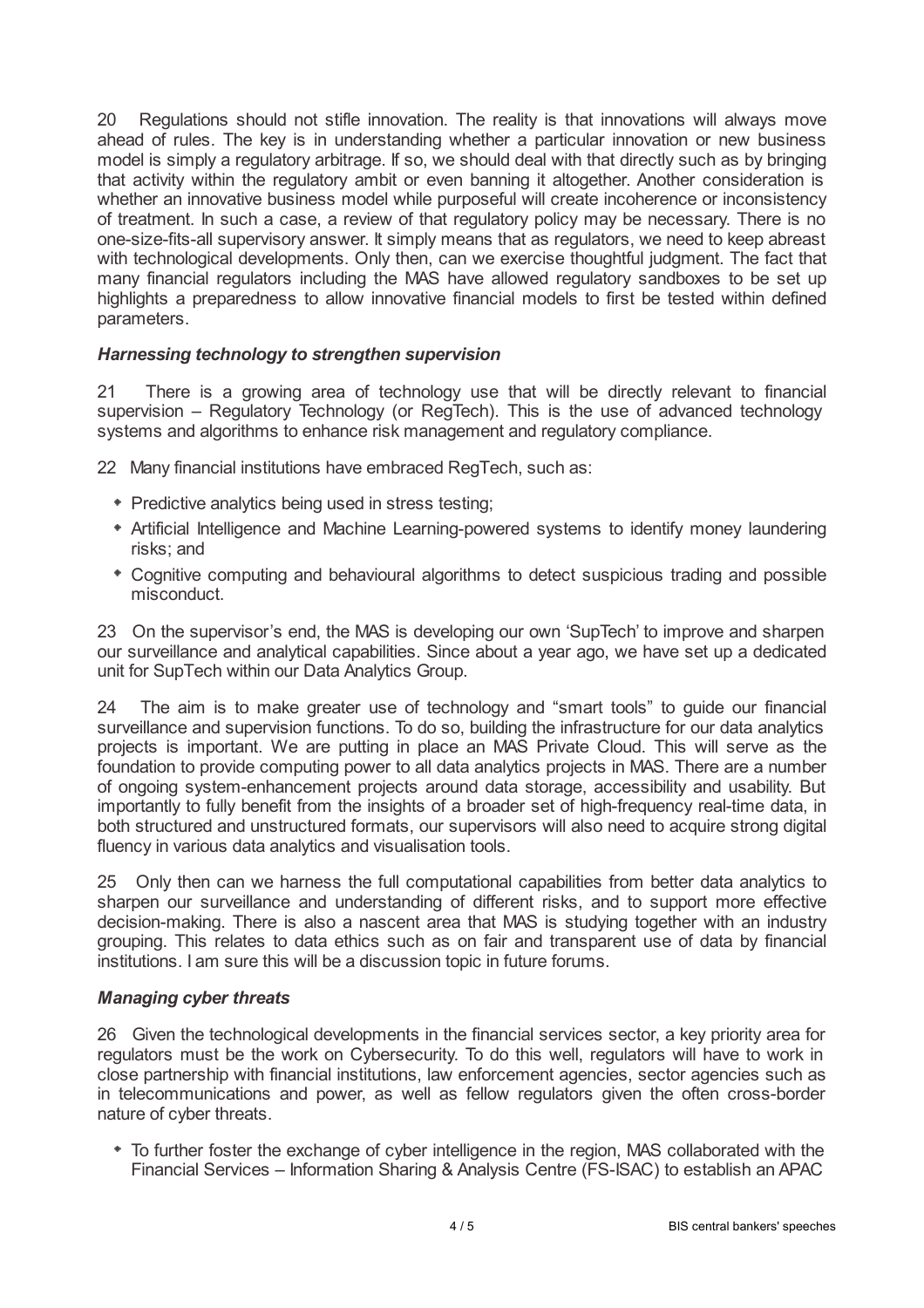20 Regulations should not stifle innovation. The reality is that innovations will always move ahead of rules. The key is in understanding whether a particular innovation or new business model is simply a regulatory arbitrage. If so, we should deal with that directly such as by bringing that activity within the regulatory ambit or even banning it altogether. Another consideration is whether an innovative business model while purposeful will create incoherence or inconsistency of treatment. In such a case, a review of that regulatory policy may be necessary. There is no one-size-fits-all supervisory answer. It simply means that as regulators, we need to keep abreast with technological developments. Only then, can we exercise thoughtful judgment. The fact that many financial regulators including the MAS have allowed regulatory sandboxes to be set up highlights a preparedness to allow innovative financial models to first be tested within defined parameters.

### *Harnessing technology to strengthen supervision*

21 There is a growing area of technology use that will be directly relevant to financial supervision – Regulatory Technology (or RegTech). This is the use of advanced technology systems and algorithms to enhance risk management and regulatory compliance.

22 Many financial institutions have embraced RegTech, such as:

- Predictive analytics being used in stress testing;
- Artificial Intelligence and Machine Learning-powered systems to identify money laundering risks; and
- Cognitive computing and behavioural algorithms to detect suspicious trading and possible misconduct.

23 On the supervisor's end, the MAS is developing our own 'SupTech' to improve and sharpen our surveillance and analytical capabilities. Since about a year ago, we have set up a dedicated unit for SupTech within our Data Analytics Group.

24 The aim is to make greater use of technology and "smart tools" to guide our financial surveillance and supervision functions. To do so, building the infrastructure for our data analytics projects is important. We are putting in place an MAS Private Cloud. This will serve as the foundation to provide computing power to all data analytics projects in MAS. There are a number of ongoing system-enhancement projects around data storage, accessibility and usability. But importantly to fully benefit from the insights of a broader set of high-frequency real-time data, in both structured and unstructured formats, our supervisors will also need to acquire strong digital fluency in various data analytics and visualisation tools.

25 Only then can we harness the full computational capabilities from better data analytics to sharpen our surveillance and understanding of different risks, and to support more effective decision-making. There is also a nascent area that MAS is studying together with an industry grouping. This relates to data ethics such as on fair and transparent use of data by financial institutions. I am sure this will be a discussion topic in future forums.

### *Managing cyber threats*

26 Given the technological developments in the financial services sector, a key priority area for regulators must be the work on Cybersecurity. To do this well, regulators will have to work in close partnership with financial institutions, law enforcement agencies, sector agencies such as in telecommunications and power, as well as fellow regulators given the often cross-border nature of cyber threats.

- To further foster the exchange of cyber intelligence in the region, MAS collaborated with the Financial Services – Information Sharing & Analysis Centre (FS-ISAC) to establish an APAC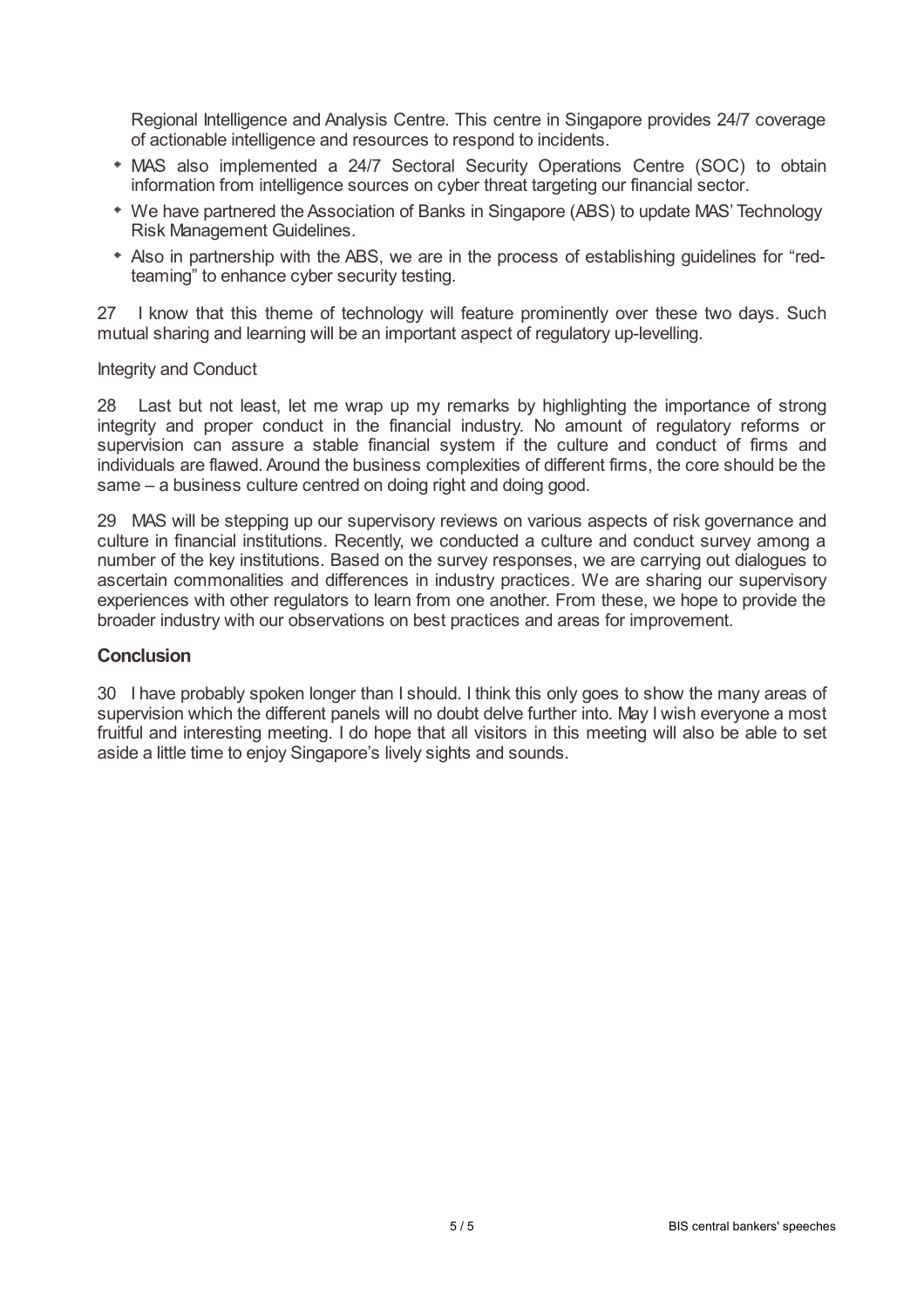Regional Intelligence and Analysis Centre. This centre in Singapore provides 24/7 coverage of actionable intelligence and resources to respond to incidents.

- MAS also implemented a 24/7 Sectoral Security Operations Centre (SOC) to obtain information from intelligence sources on cyber threat targeting our financial sector.
- We have partnered the Association of Banks in Singapore (ABS) to update MAS' Technology Risk Management Guidelines.
- Also in partnership with the ABS, we are in the process of establishing guidelines for "red-teaming" to enhance cyber security testing.

27 I know that this theme of technology will feature prominently over these two days. Such mutual sharing and learning will be an important aspect of regulatory up-levelling.

Integrity and Conduct

28 Last but not least, let me wrap up my remarks by highlighting the importance of strong integrity and proper conduct in the financial industry. No amount of regulatory reforms or supervision can assure a stable financial system if the culture and conduct of firms and individuals are flawed. Around the business complexities of different firms, the core should be the same – a business culture centred on doing right and doing good.

29 MAS will be stepping up our supervisory reviews on various aspects of risk governance and culture in financial institutions. Recently, we conducted a culture and conduct survey among a number of the key institutions. Based on the survey responses, we are carrying out dialogues to ascertain commonalities and differences in industry practices. We are sharing our supervisory experiences with other regulators to learn from one another. From these, we hope to provide the broader industry with our observations on best practices and areas for improvement.

## Conclusion

30 I have probably spoken longer than I should. I think this only goes to show the many areas of supervision which the different panels will no doubt delve further into. May I wish everyone a most fruitful and interesting meeting. I do hope that all visitors in this meeting will also be able to set aside a little time to enjoy Singapore's lively sights and sounds.